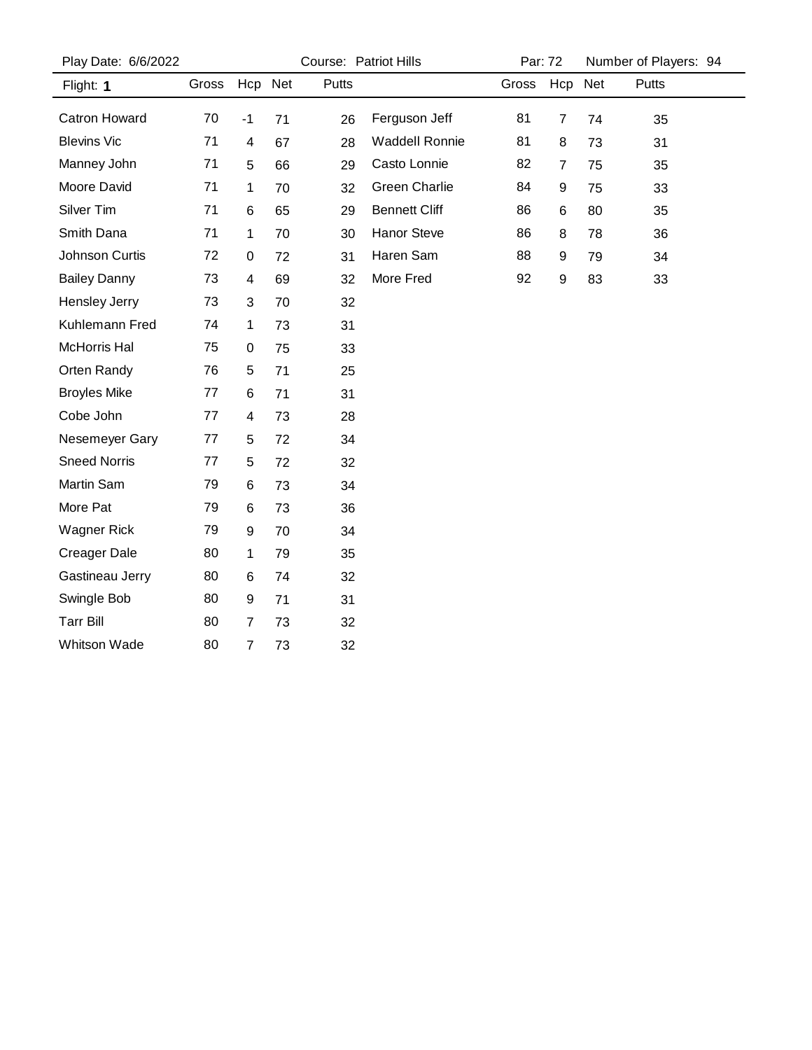Play Date: 6/6/2022 | Course: Patriot Hills | Par: 72 | Number of Players: 94

| Flight: **1** | Gross | Hcp | Net | Putts | | Gross | Hcp | Net | Putts |
|---|---|---|---|---|---|---|---|---|---|
| Catron Howard | 70 | -1 | 71 | 26 | Ferguson Jeff | 81 | 7 | 74 | 35 |
| Blevins Vic | 71 | 4 | 67 | 28 | Waddell Ronnie | 81 | 8 | 73 | 31 |
| Manney John | 71 | 5 | 66 | 29 | Casto Lonnie | 82 | 7 | 75 | 35 |
| Moore David | 71 | 1 | 70 | 32 | Green Charlie | 84 | 9 | 75 | 33 |
| Silver Tim | 71 | 6 | 65 | 29 | Bennett Cliff | 86 | 6 | 80 | 35 |
| Smith Dana | 71 | 1 | 70 | 30 | Hanor Steve | 86 | 8 | 78 | 36 |
| Johnson Curtis | 72 | 0 | 72 | 31 | Haren Sam | 88 | 9 | 79 | 34 |
| Bailey Danny | 73 | 4 | 69 | 32 | More Fred | 92 | 9 | 83 | 33 |
| Hensley Jerry | 73 | 3 | 70 | 32 | | | | | |
| Kuhlemann Fred | 74 | 1 | 73 | 31 | | | | | |
| McHorris Hal | 75 | 0 | 75 | 33 | | | | | |
| Orten Randy | 76 | 5 | 71 | 25 | | | | | |
| Broyles Mike | 77 | 6 | 71 | 31 | | | | | |
| Cobe John | 77 | 4 | 73 | 28 | | | | | |
| Nesemeyer Gary | 77 | 5 | 72 | 34 | | | | | |
| Sneed Norris | 77 | 5 | 72 | 32 | | | | | |
| Martin Sam | 79 | 6 | 73 | 34 | | | | | |
| More Pat | 79 | 6 | 73 | 36 | | | | | |
| Wagner Rick | 79 | 9 | 70 | 34 | | | | | |
| Creager Dale | 80 | 1 | 79 | 35 | | | | | |
| Gastineau Jerry | 80 | 6 | 74 | 32 | | | | | |
| Swingle Bob | 80 | 9 | 71 | 31 | | | | | |
| Tarr Bill | 80 | 7 | 73 | 32 | | | | | |
| Whitson Wade | 80 | 7 | 73 | 32 | | | | | |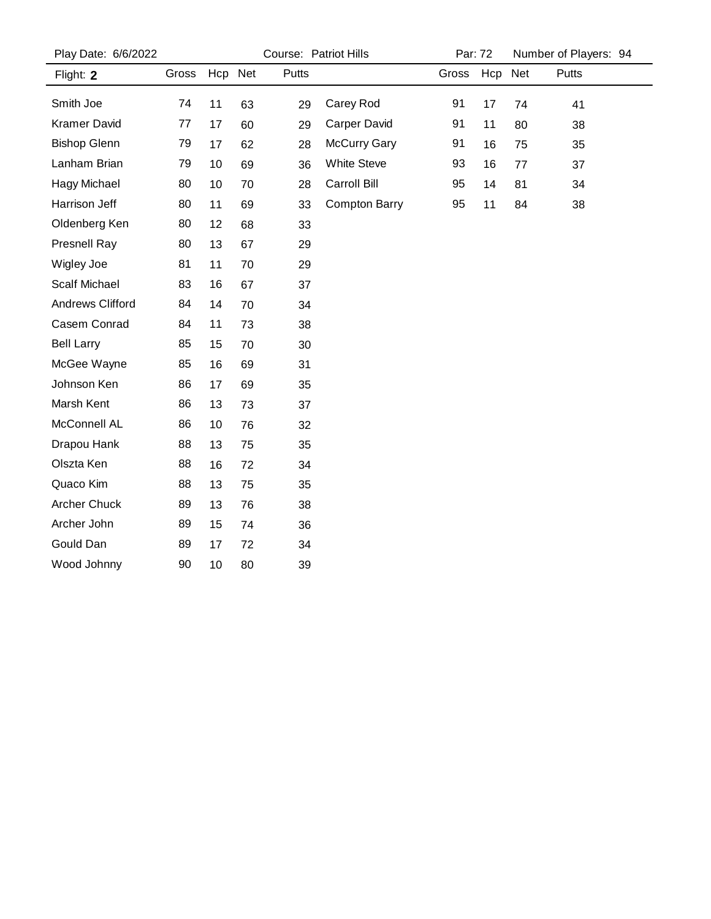Play Date: 6/6/2022 | Course: Patriot Hills | Par: 72 | Number of Players: 94

| Flight: **2** | Gross | Hcp | Net | Putts |
|---|---|---|---|---|
| Smith Joe | 74 | 11 | 63 | 29 |
| Kramer David | 77 | 17 | 60 | 29 |
| Bishop Glenn | 79 | 17 | 62 | 28 |
| Lanham Brian | 79 | 10 | 69 | 36 |
| Hagy Michael | 80 | 10 | 70 | 28 |
| Harrison Jeff | 80 | 11 | 69 | 33 |
| Oldenberg Ken | 80 | 12 | 68 | 33 |
| Presnell Ray | 80 | 13 | 67 | 29 |
| Wigley Joe | 81 | 11 | 70 | 29 |
| Scalf Michael | 83 | 16 | 67 | 37 |
| Andrews Clifford | 84 | 14 | 70 | 34 |
| Casem Conrad | 84 | 11 | 73 | 38 |
| Bell Larry | 85 | 15 | 70 | 30 |
| McGee Wayne | 85 | 16 | 69 | 31 |
| Johnson Ken | 86 | 17 | 69 | 35 |
| Marsh Kent | 86 | 13 | 73 | 37 |
| McConnell AL | 86 | 10 | 76 | 32 |
| Drapou Hank | 88 | 13 | 75 | 35 |
| Olszta Ken | 88 | 16 | 72 | 34 |
| Quaco Kim | 88 | 13 | 75 | 35 |
| Archer Chuck | 89 | 13 | 76 | 38 |
| Archer John | 89 | 15 | 74 | 36 |
| Gould Dan | 89 | 17 | 72 | 34 |
| Wood Johnny | 90 | 10 | 80 | 39 |
| Carey Rod | 91 | 17 | 74 | 41 |
| Carper David | 91 | 11 | 80 | 38 |
| McCurry Gary | 91 | 16 | 75 | 35 |
| White Steve | 93 | 16 | 77 | 37 |
| Carroll Bill | 95 | 14 | 81 | 34 |
| Compton Barry | 95 | 11 | 84 | 38 |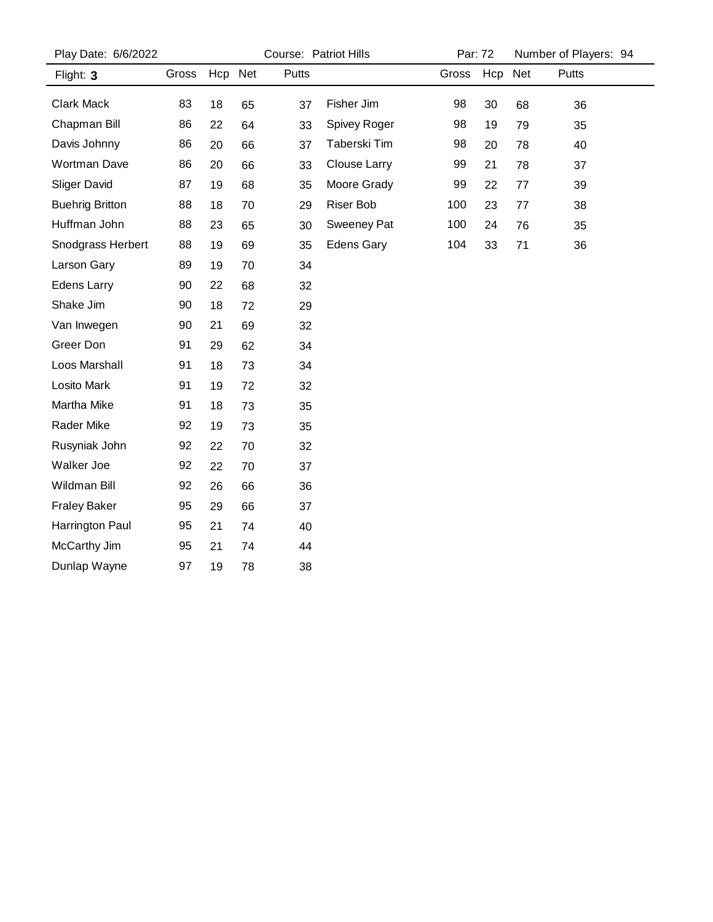Play Date: 6/6/2022 Course: Patriot Hills Par: 72 Number of Players: 94

| Flight: **3** | Gross | Hcp | Net | Putts | | Gross | Hcp | Net | Putts |
|---|---|---|---|---|---|---|---|---|---|
| Clark Mack | 83 | 18 | 65 | 37 | Fisher Jim | 98 | 30 | 68 | 36 |
| Chapman Bill | 86 | 22 | 64 | 33 | Spivey Roger | 98 | 19 | 79 | 35 |
| Davis Johnny | 86 | 20 | 66 | 37 | Taberski Tim | 98 | 20 | 78 | 40 |
| Wortman Dave | 86 | 20 | 66 | 33 | Clouse Larry | 99 | 21 | 78 | 37 |
| Sliger David | 87 | 19 | 68 | 35 | Moore Grady | 99 | 22 | 77 | 39 |
| Buehrig Britton | 88 | 18 | 70 | 29 | Riser Bob | 100 | 23 | 77 | 38 |
| Huffman John | 88 | 23 | 65 | 30 | Sweeney Pat | 100 | 24 | 76 | 35 |
| Snodgrass Herbert | 88 | 19 | 69 | 35 | Edens Gary | 104 | 33 | 71 | 36 |
| Larson Gary | 89 | 19 | 70 | 34 | | | | | |
| Edens Larry | 90 | 22 | 68 | 32 | | | | | |
| Shake Jim | 90 | 18 | 72 | 29 | | | | | |
| Van Inwegen | 90 | 21 | 69 | 32 | | | | | |
| Greer Don | 91 | 29 | 62 | 34 | | | | | |
| Loos Marshall | 91 | 18 | 73 | 34 | | | | | |
| Losito Mark | 91 | 19 | 72 | 32 | | | | | |
| Martha Mike | 91 | 18 | 73 | 35 | | | | | |
| Rader Mike | 92 | 19 | 73 | 35 | | | | | |
| Rusyniak John | 92 | 22 | 70 | 32 | | | | | |
| Walker Joe | 92 | 22 | 70 | 37 | | | | | |
| Wildman Bill | 92 | 26 | 66 | 36 | | | | | |
| Fraley Baker | 95 | 29 | 66 | 37 | | | | | |
| Harrington Paul | 95 | 21 | 74 | 40 | | | | | |
| McCarthy Jim | 95 | 21 | 74 | 44 | | | | | |
| Dunlap Wayne | 97 | 19 | 78 | 38 | | | | | |